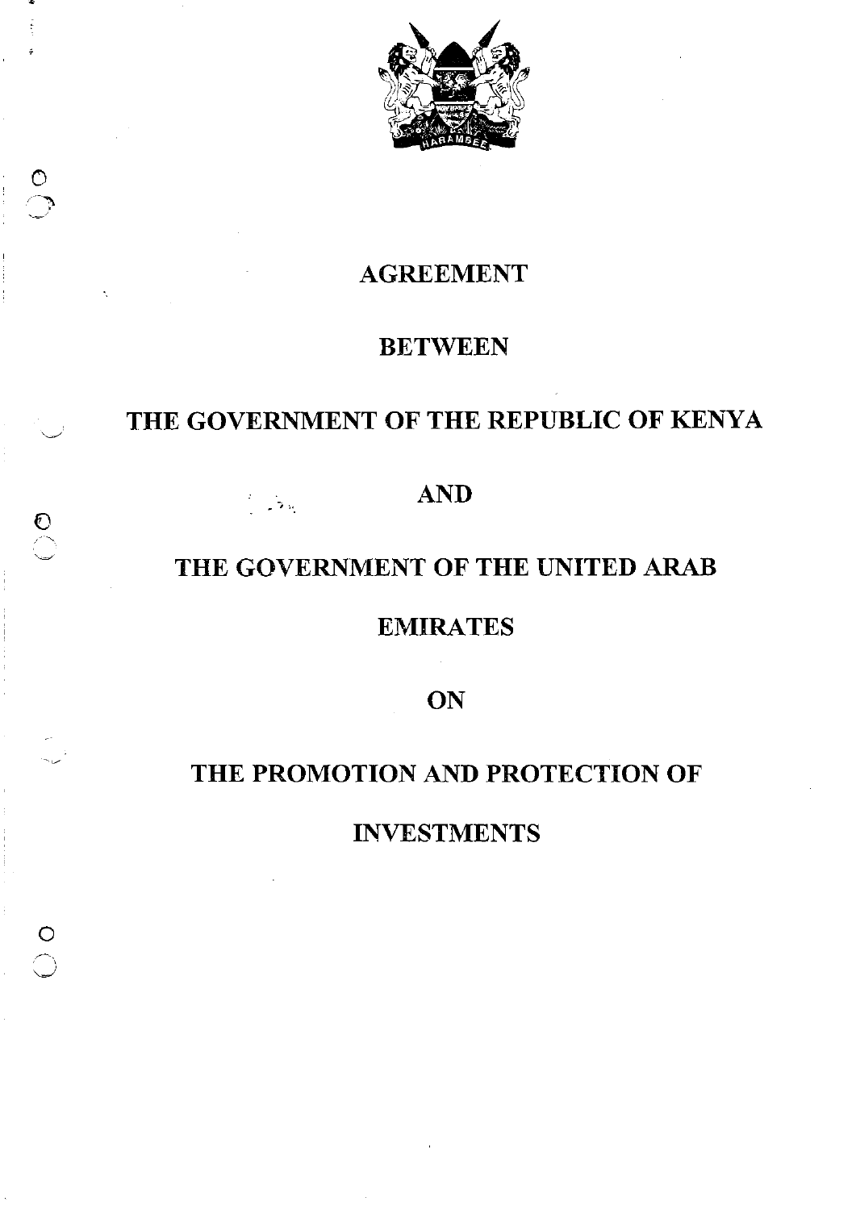# AGREEMENT

# BETWEEN

# THE GOVERNMENT OF THE REPUBLIC OF KENYA

# AND

# THE GOVERNMENT OF THE UNITED ARAB EMIRATES

# ON

# THE PROMOTION AND PROTECTION OF INVESTMENTS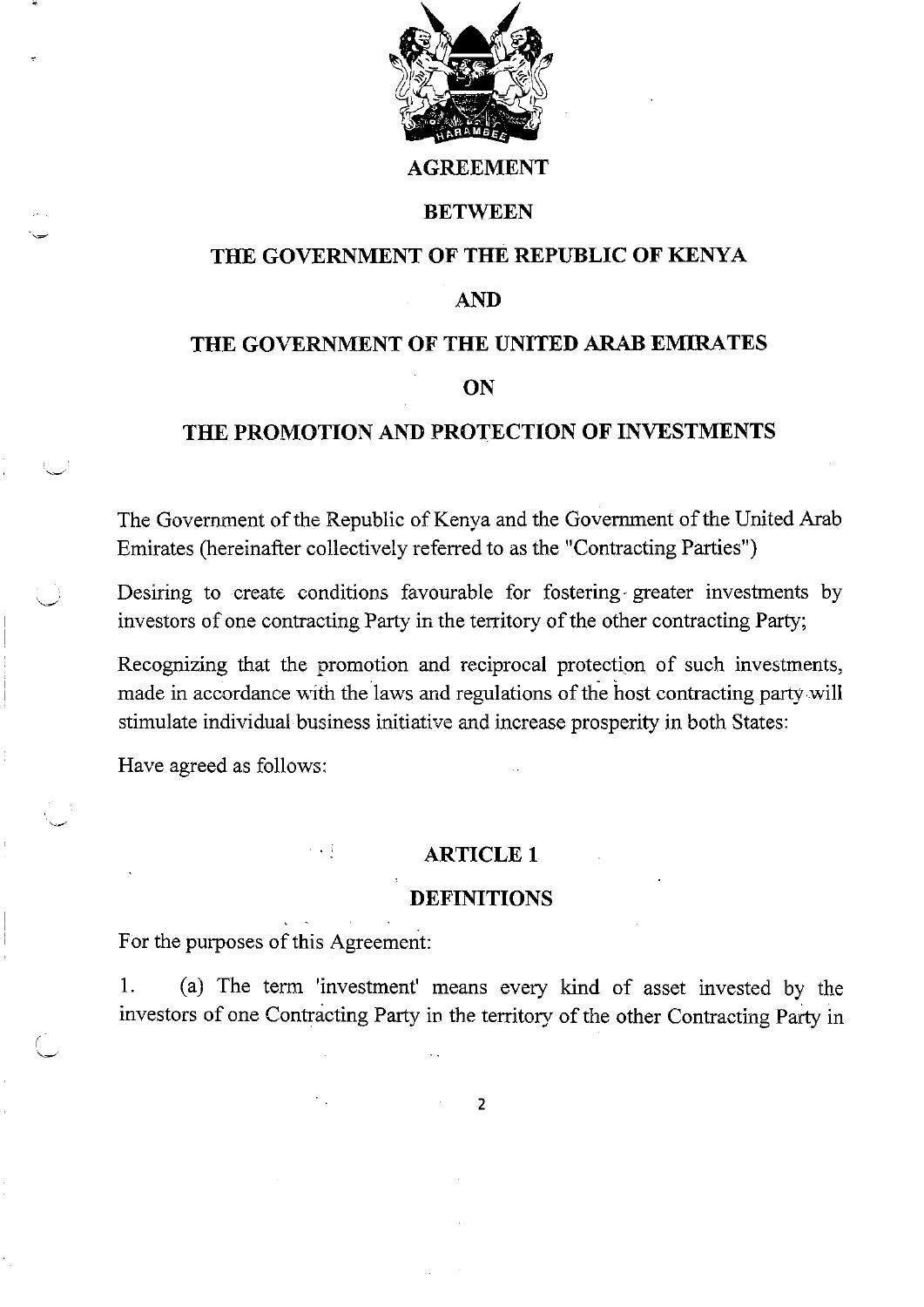# AGREEMENT

## BETWEEN

## THE GOVERNMENT OF THE REPUBLIC OF KENYA

## AND

## THE GOVERNMENT OF THE UNITED ARAB EMIRATES

## ON

## THE PROMOTION AND PROTECTION OF INVESTMENTS

The Government of the Republic of Kenya and the Government of the United Arab Emirates (hereinafter collectively referred to as the "Contracting Parties")

Desiring to create conditions favourable for fostering greater investments by investors of one contracting Party in the territory of the other contracting Party;

Recognizing that the promotion and reciprocal protection of such investments, made in accordance with the laws and regulations of the host contracting party will stimulate individual business initiative and increase prosperity in both States:

Have agreed as follows:

### ARTICLE 1

### DEFINITIONS

For the purposes of this Agreement:

1. (a) The term 'investment' means every kind of asset invested by the investors of one Contracting Party in the territory of the other Contracting Party in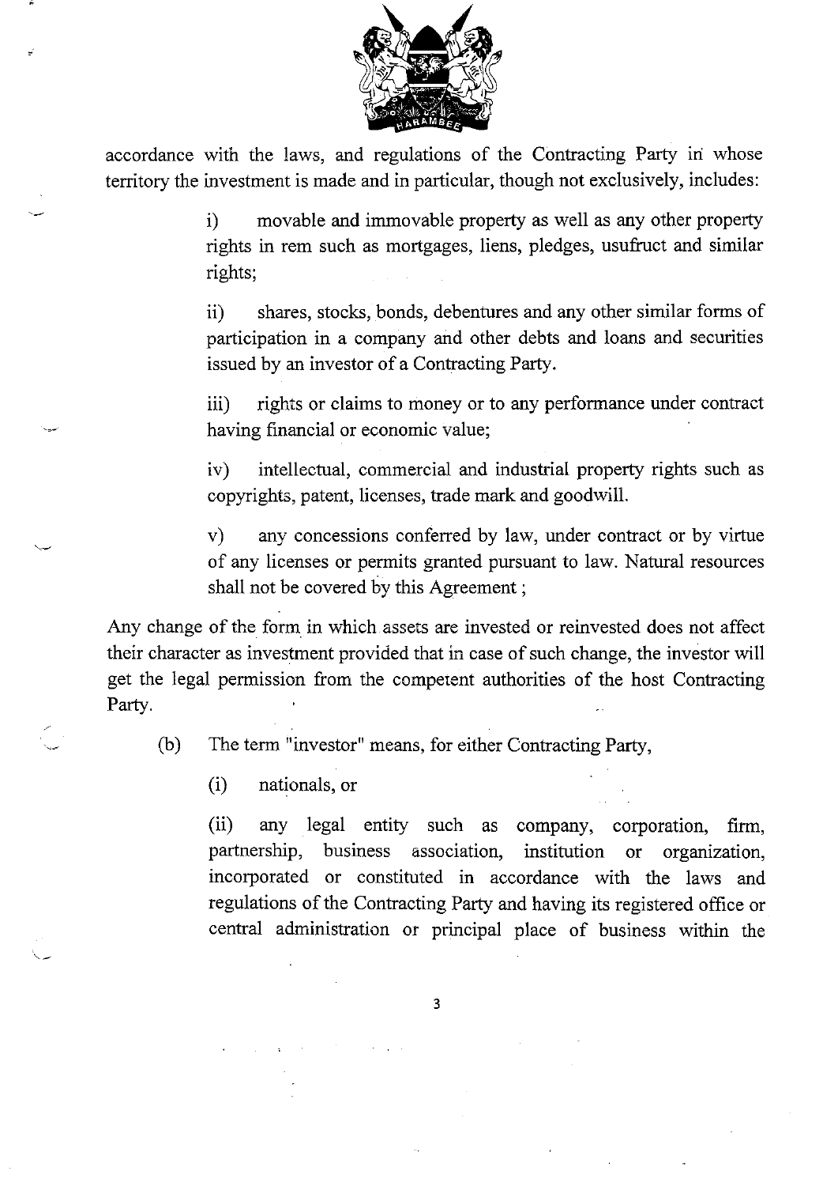accordance with the laws, and regulations of the Contracting Party in whose territory the investment is made and in particular, though not exclusively, includes:

> i) movable and immovable property as well as any other property rights in rem such as mortgages, liens, pledges, usufruct and similar rights;
>
> ii) shares, stocks, bonds, debentures and any other similar forms of participation in a company and other debts and loans and securities issued by an investor of a Contracting Party.
>
> iii) rights or claims to money or to any performance under contract having financial or economic value;
>
> iv) intellectual, commercial and industrial property rights such as copyrights, patent, licenses, trade mark and goodwill.
>
> v) any concessions conferred by law, under contract or by virtue of any licenses or permits granted pursuant to law. Natural resources shall not be covered by this Agreement ;

Any change of the form in which assets are invested or reinvested does not affect their character as investment provided that in case of such change, the investor will get the legal permission from the competent authorities of the host Contracting Party.

(b) The term "investor" means, for either Contracting Party,

> (i) nationals, or
>
> (ii) any legal entity such as company, corporation, firm, partnership, business association, institution or organization, incorporated or constituted in accordance with the laws and regulations of the Contracting Party and having its registered office or central administration or principal place of business within the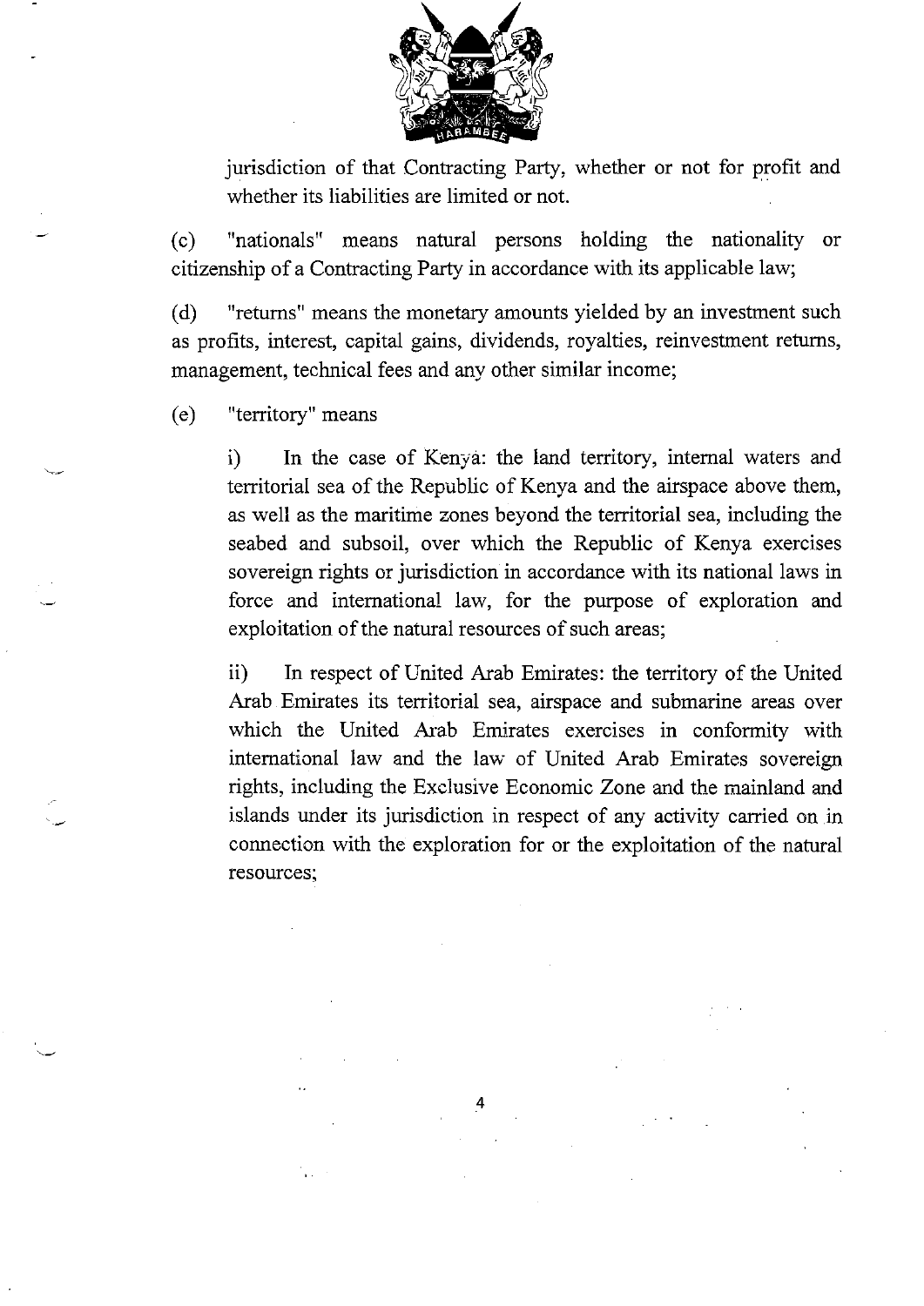jurisdiction of that Contracting Party, whether or not for profit and whether its liabilities are limited or not.

(c) "nationals" means natural persons holding the nationality or citizenship of a Contracting Party in accordance with its applicable law;

(d) "returns" means the monetary amounts yielded by an investment such as profits, interest, capital gains, dividends, royalties, reinvestment returns, management, technical fees and any other similar income;

(e) "territory" means

i) In the case of Kenya: the land territory, internal waters and territorial sea of the Republic of Kenya and the airspace above them, as well as the maritime zones beyond the territorial sea, including the seabed and subsoil, over which the Republic of Kenya exercises sovereign rights or jurisdiction in accordance with its national laws in force and international law, for the purpose of exploration and exploitation of the natural resources of such areas;

ii) In respect of United Arab Emirates: the territory of the United Arab Emirates its territorial sea, airspace and submarine areas over which the United Arab Emirates exercises in conformity with international law and the law of United Arab Emirates sovereign rights, including the Exclusive Economic Zone and the mainland and islands under its jurisdiction in respect of any activity carried on in connection with the exploration for or the exploitation of the natural resources;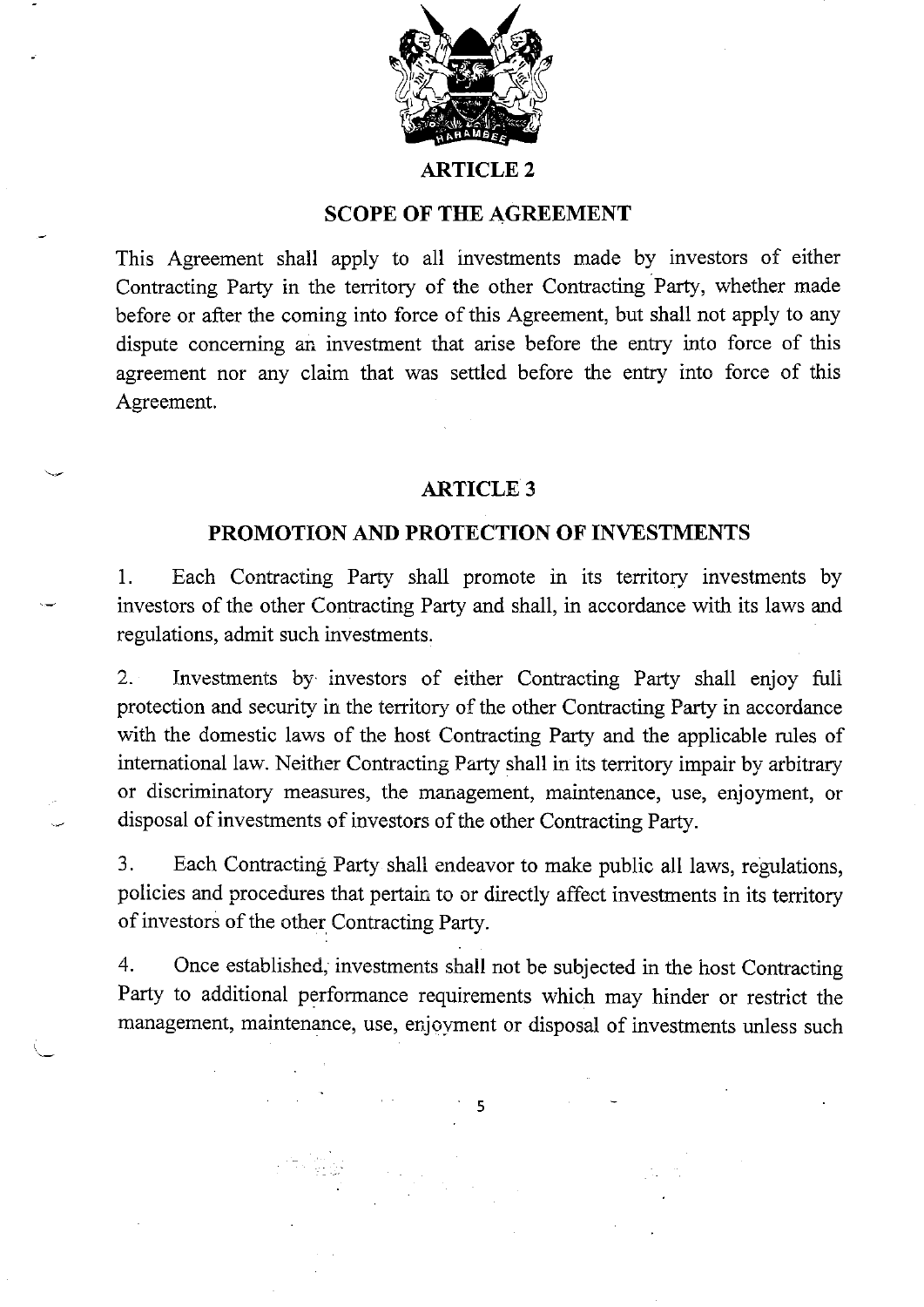## ARTICLE 2

## SCOPE OF THE AGREEMENT

This Agreement shall apply to all investments made by investors of either Contracting Party in the territory of the other Contracting Party, whether made before or after the coming into force of this Agreement, but shall not apply to any dispute concerning an investment that arise before the entry into force of this agreement nor any claim that was settled before the entry into force of this Agreement.

## ARTICLE 3

## PROMOTION AND PROTECTION OF INVESTMENTS

1. Each Contracting Party shall promote in its territory investments by investors of the other Contracting Party and shall, in accordance with its laws and regulations, admit such investments.

2. Investments by investors of either Contracting Party shall enjoy full protection and security in the territory of the other Contracting Party in accordance with the domestic laws of the host Contracting Party and the applicable rules of international law. Neither Contracting Party shall in its territory impair by arbitrary or discriminatory measures, the management, maintenance, use, enjoyment, or disposal of investments of investors of the other Contracting Party.

3. Each Contracting Party shall endeavor to make public all laws, regulations, policies and procedures that pertain to or directly affect investments in its territory of investors of the other Contracting Party.

4. Once established, investments shall not be subjected in the host Contracting Party to additional performance requirements which may hinder or restrict the management, maintenance, use, enjoyment or disposal of investments unless such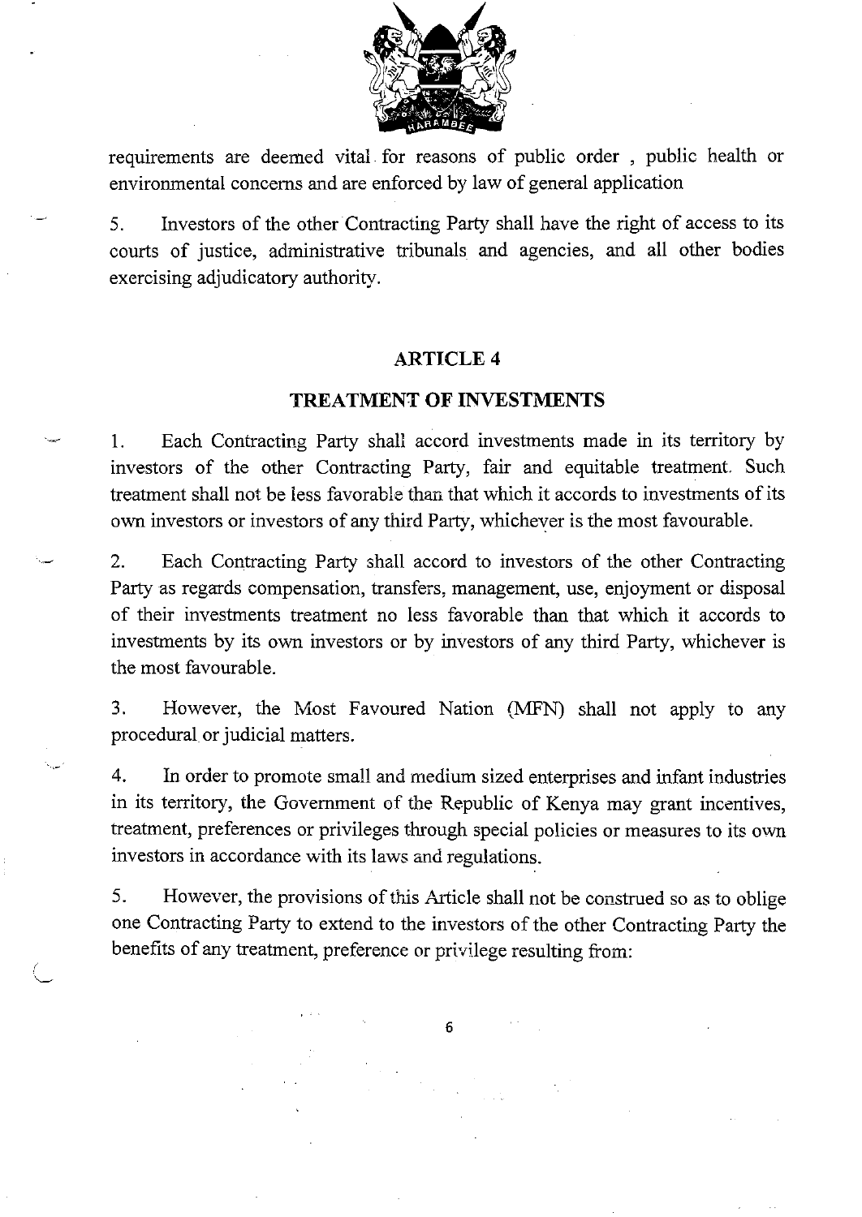requirements are deemed vital for reasons of public order , public health or environmental concerns and are enforced by law of general application

5. Investors of the other Contracting Party shall have the right of access to its courts of justice, administrative tribunals and agencies, and all other bodies exercising adjudicatory authority.

## ARTICLE 4

## TREATMENT OF INVESTMENTS

1. Each Contracting Party shall accord investments made in its territory by investors of the other Contracting Party, fair and equitable treatment. Such treatment shall not be less favorable than that which it accords to investments of its own investors or investors of any third Party, whichever is the most favourable.

2. Each Contracting Party shall accord to investors of the other Contracting Party as regards compensation, transfers, management, use, enjoyment or disposal of their investments treatment no less favorable than that which it accords to investments by its own investors or by investors of any third Party, whichever is the most favourable.

3. However, the Most Favoured Nation (MFN) shall not apply to any procedural or judicial matters.

4. In order to promote small and medium sized enterprises and infant industries in its territory, the Government of the Republic of Kenya may grant incentives, treatment, preferences or privileges through special policies or measures to its own investors in accordance with its laws and regulations.

5. However, the provisions of this Article shall not be construed so as to oblige one Contracting Party to extend to the investors of the other Contracting Party the benefits of any treatment, preference or privilege resulting from: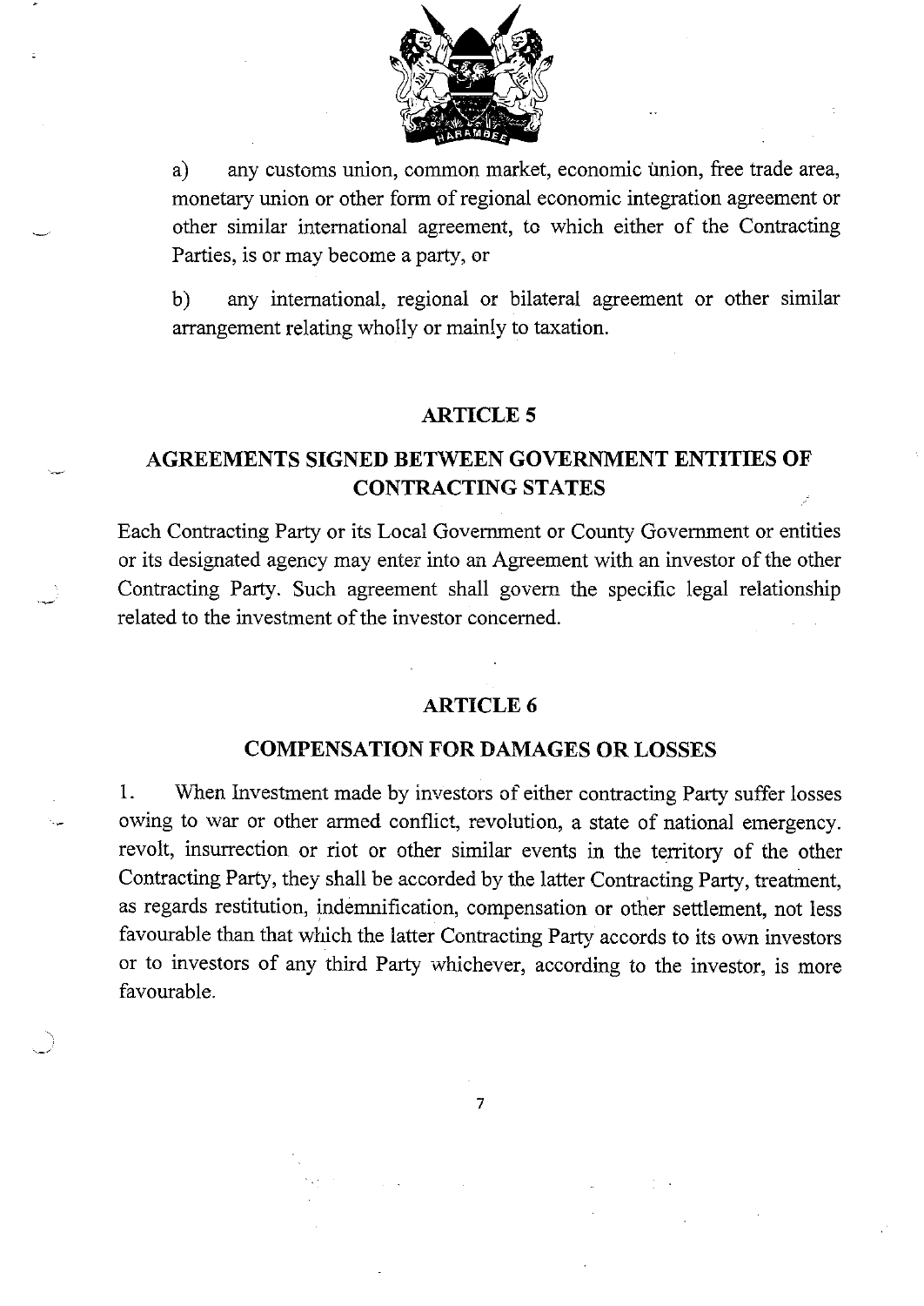a) any customs union, common market, economic union, free trade area, monetary union or other form of regional economic integration agreement or other similar international agreement, to which either of the Contracting Parties, is or may become a party, or

b) any international, regional or bilateral agreement or other similar arrangement relating wholly or mainly to taxation.

## ARTICLE 5

## AGREEMENTS SIGNED BETWEEN GOVERNMENT ENTITIES OF CONTRACTING STATES

Each Contracting Party or its Local Government or County Government or entities or its designated agency may enter into an Agreement with an investor of the other Contracting Party. Such agreement shall govern the specific legal relationship related to the investment of the investor concerned.

## ARTICLE 6

## COMPENSATION FOR DAMAGES OR LOSSES

1. When Investment made by investors of either contracting Party suffer losses owing to war or other armed conflict, revolution, a state of national emergency. revolt, insurrection or riot or other similar events in the territory of the other Contracting Party, they shall be accorded by the latter Contracting Party, treatment, as regards restitution, indemnification, compensation or other settlement, not less favourable than that which the latter Contracting Party accords to its own investors or to investors of any third Party whichever, according to the investor, is more favourable.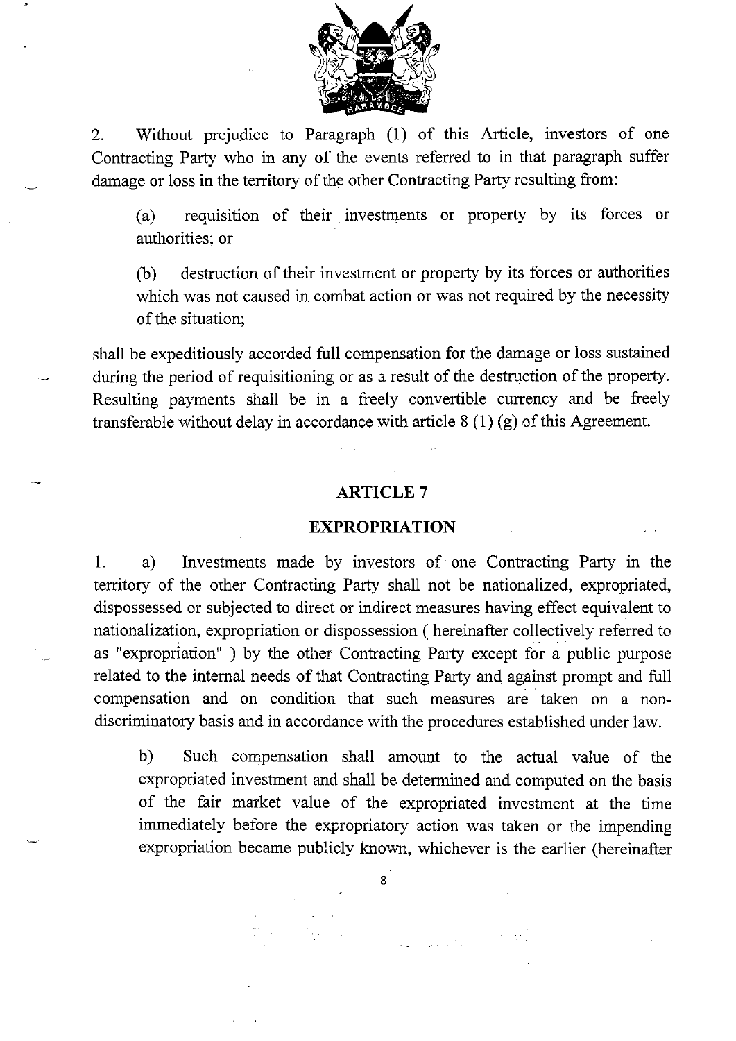2. Without prejudice to Paragraph (1) of this Article, investors of one Contracting Party who in any of the events referred to in that paragraph suffer damage or loss in the territory of the other Contracting Party resulting from:

(a) requisition of their investments or property by its forces or authorities; or

(b) destruction of their investment or property by its forces or authorities which was not caused in combat action or was not required by the necessity of the situation;

shall be expeditiously accorded full compensation for the damage or loss sustained during the period of requisitioning or as a result of the destruction of the property. Resulting payments shall be in a freely convertible currency and be freely transferable without delay in accordance with article 8 (1) (g) of this Agreement.

## ARTICLE 7

## EXPROPRIATION

1. a) Investments made by investors of one Contracting Party in the territory of the other Contracting Party shall not be nationalized, expropriated, dispossessed or subjected to direct or indirect measures having effect equivalent to nationalization, expropriation or dispossession ( hereinafter collectively referred to as "expropriation" ) by the other Contracting Party except for a public purpose related to the internal needs of that Contracting Party and against prompt and full compensation and on condition that such measures are taken on a non-discriminatory basis and in accordance with the procedures established under law.

b) Such compensation shall amount to the actual value of the expropriated investment and shall be determined and computed on the basis of the fair market value of the expropriated investment at the time immediately before the expropriatory action was taken or the impending expropriation became publicly known, whichever is the earlier (hereinafter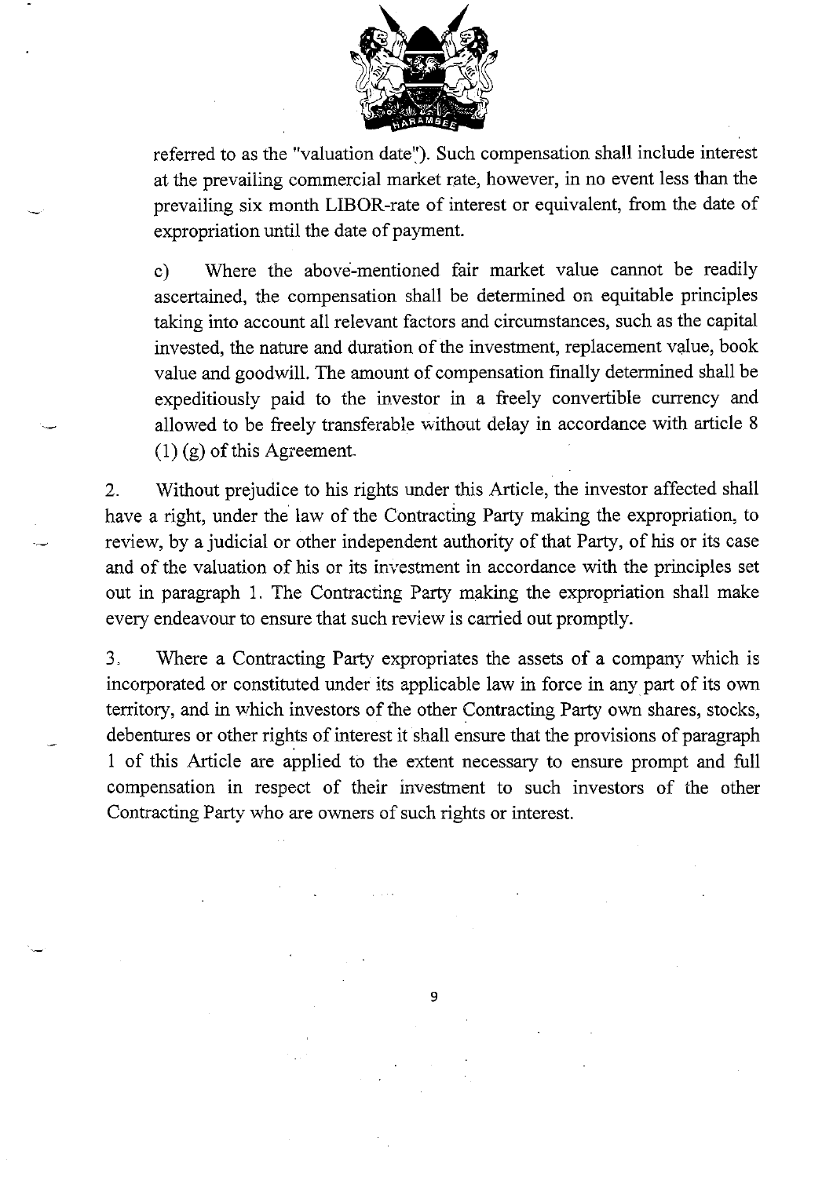referred to as the "valuation date"). Such compensation shall include interest at the prevailing commercial market rate, however, in no event less than the prevailing six month LIBOR-rate of interest or equivalent, from the date of expropriation until the date of payment.

c) Where the above-mentioned fair market value cannot be readily ascertained, the compensation shall be determined on equitable principles taking into account all relevant factors and circumstances, such as the capital invested, the nature and duration of the investment, replacement value, book value and goodwill. The amount of compensation finally determined shall be expeditiously paid to the investor in a freely convertible currency and allowed to be freely transferable without delay in accordance with article 8 (1) (g) of this Agreement.

2. Without prejudice to his rights under this Article, the investor affected shall have a right, under the law of the Contracting Party making the expropriation, to review, by a judicial or other independent authority of that Party, of his or its case and of the valuation of his or its investment in accordance with the principles set out in paragraph 1. The Contracting Party making the expropriation shall make every endeavour to ensure that such review is carried out promptly.

3. Where a Contracting Party expropriates the assets of a company which is incorporated or constituted under its applicable law in force in any part of its own territory, and in which investors of the other Contracting Party own shares, stocks, debentures or other rights of interest it shall ensure that the provisions of paragraph 1 of this Article are applied to the extent necessary to ensure prompt and full compensation in respect of their investment to such investors of the other Contracting Party who are owners of such rights or interest.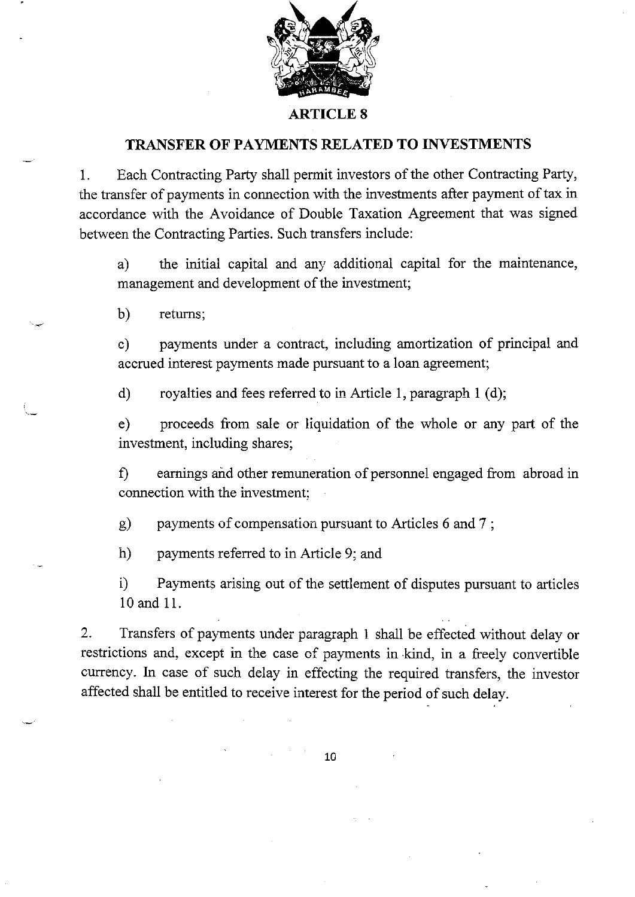## ARTICLE 8

### TRANSFER OF PAYMENTS RELATED TO INVESTMENTS

1. Each Contracting Party shall permit investors of the other Contracting Party, the transfer of payments in connection with the investments after payment of tax in accordance with the Avoidance of Double Taxation Agreement that was signed between the Contracting Parties. Such transfers include:

   a) the initial capital and any additional capital for the maintenance, management and development of the investment;

   b) returns;

   c) payments under a contract, including amortization of principal and accrued interest payments made pursuant to a loan agreement;

   d) royalties and fees referred to in Article 1, paragraph 1 (d);

   e) proceeds from sale or liquidation of the whole or any part of the investment, including shares;

   f) earnings and other remuneration of personnel engaged from abroad in connection with the investment;

   g) payments of compensation pursuant to Articles 6 and 7 ;

   h) payments referred to in Article 9; and

   i) Payments arising out of the settlement of disputes pursuant to articles 10 and 11.

2. Transfers of payments under paragraph 1 shall be effected without delay or restrictions and, except in the case of payments in kind, in a freely convertible currency. In case of such delay in effecting the required transfers, the investor affected shall be entitled to receive interest for the period of such delay.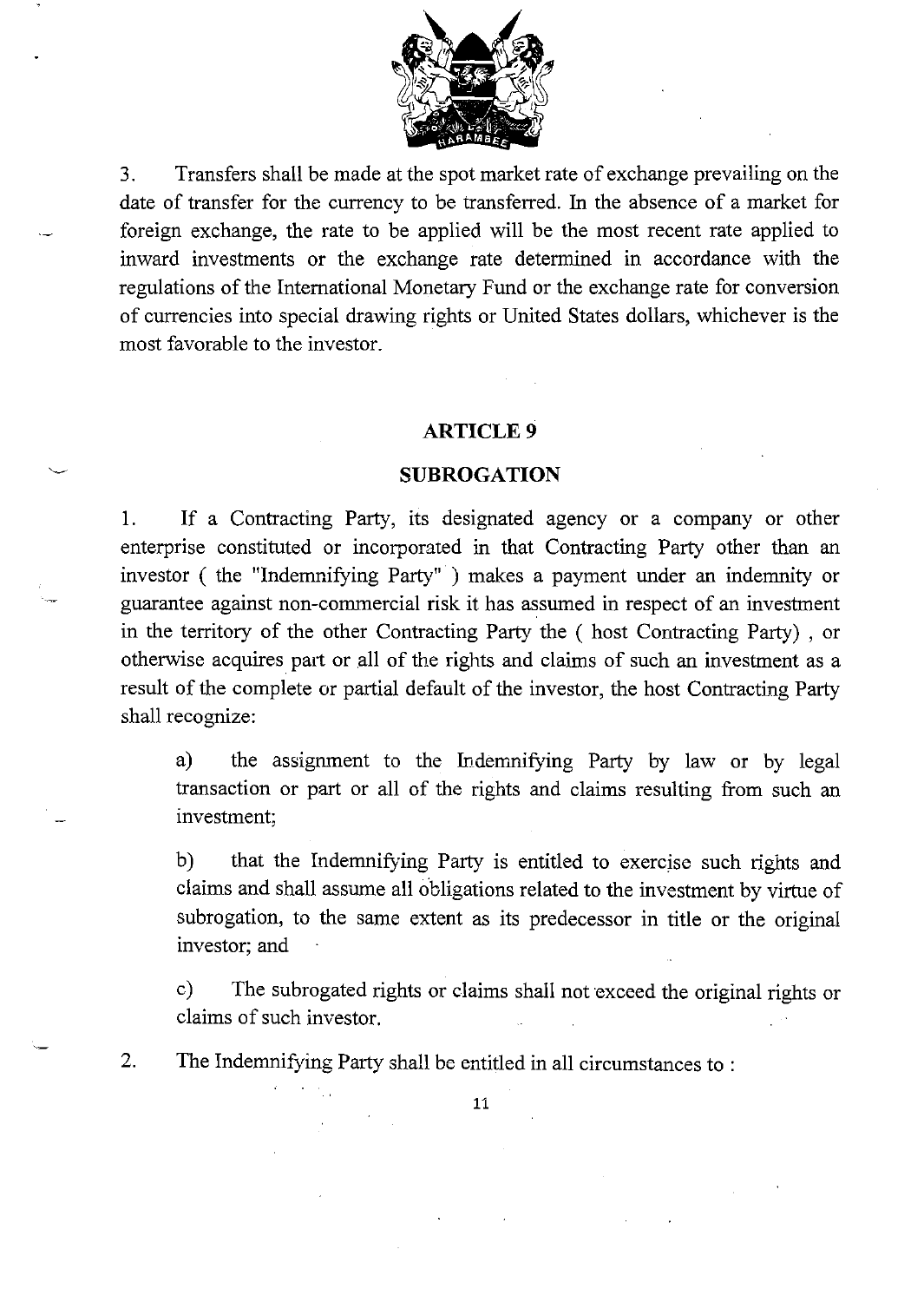3. Transfers shall be made at the spot market rate of exchange prevailing on the date of transfer for the currency to be transferred. In the absence of a market for foreign exchange, the rate to be applied will be the most recent rate applied to inward investments or the exchange rate determined in accordance with the regulations of the International Monetary Fund or the exchange rate for conversion of currencies into special drawing rights or United States dollars, whichever is the most favorable to the investor.

## ARTICLE 9

## SUBROGATION

1. If a Contracting Party, its designated agency or a company or other enterprise constituted or incorporated in that Contracting Party other than an investor ( the "Indemnifying Party" ) makes a payment under an indemnity or guarantee against non-commercial risk it has assumed in respect of an investment in the territory of the other Contracting Party the ( host Contracting Party) , or otherwise acquires part or all of the rights and claims of such an investment as a result of the complete or partial default of the investor, the host Contracting Party shall recognize:

   a) the assignment to the Indemnifying Party by law or by legal transaction or part or all of the rights and claims resulting from such an investment;

   b) that the Indemnifying Party is entitled to exercise such rights and claims and shall assume all obligations related to the investment by virtue of subrogation, to the same extent as its predecessor in title or the original investor; and

   c) The subrogated rights or claims shall not exceed the original rights or claims of such investor.

2. The Indemnifying Party shall be entitled in all circumstances to :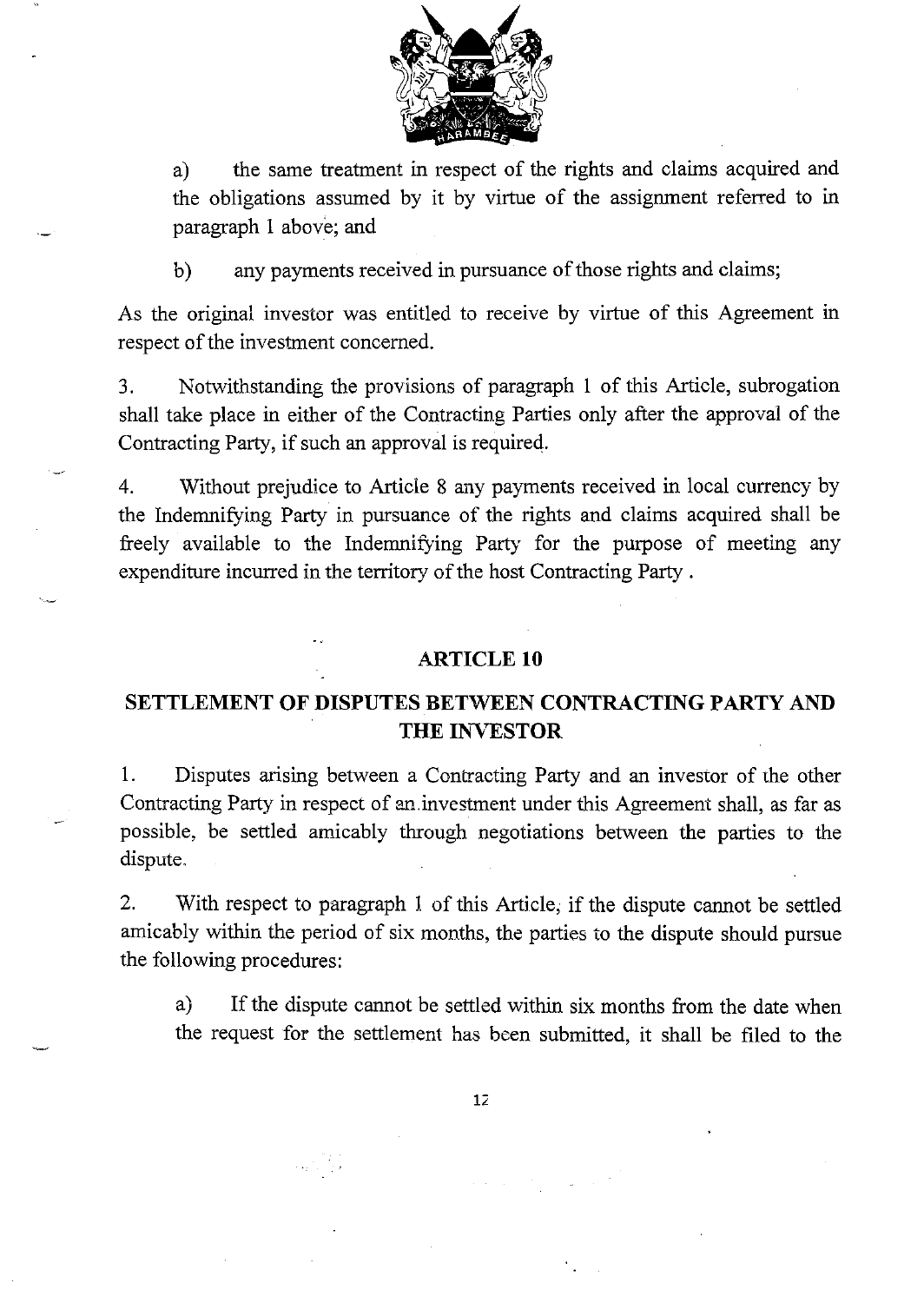a) the same treatment in respect of the rights and claims acquired and the obligations assumed by it by virtue of the assignment referred to in paragraph 1 above; and

b) any payments received in pursuance of those rights and claims;

As the original investor was entitled to receive by virtue of this Agreement in respect of the investment concerned.

3. Notwithstanding the provisions of paragraph 1 of this Article, subrogation shall take place in either of the Contracting Parties only after the approval of the Contracting Party, if such an approval is required.

4. Without prejudice to Article 8 any payments received in local currency by the Indemnifying Party in pursuance of the rights and claims acquired shall be freely available to the Indemnifying Party for the purpose of meeting any expenditure incurred in the territory of the host Contracting Party .

## ARTICLE 10

## SETTLEMENT OF DISPUTES BETWEEN CONTRACTING PARTY AND THE INVESTOR

1. Disputes arising between a Contracting Party and an investor of the other Contracting Party in respect of an investment under this Agreement shall, as far as possible, be settled amicably through negotiations between the parties to the dispute.

2. With respect to paragraph 1 of this Article, if the dispute cannot be settled amicably within the period of six months, the parties to the dispute should pursue the following procedures:

a) If the dispute cannot be settled within six months from the date when the request for the settlement has been submitted, it shall be filed to the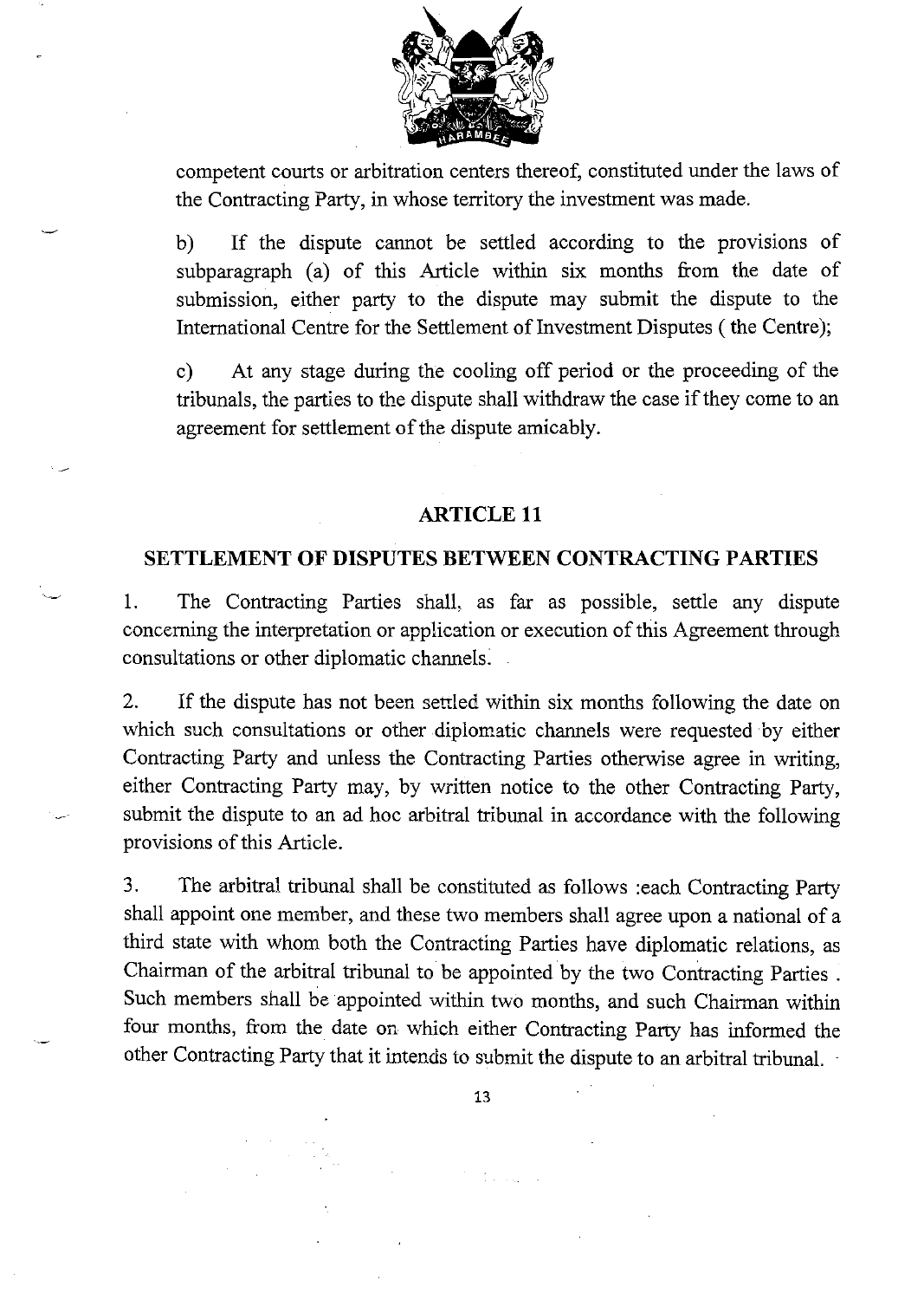competent courts or arbitration centers thereof, constituted under the laws of the Contracting Party, in whose territory the investment was made.

b) If the dispute cannot be settled according to the provisions of subparagraph (a) of this Article within six months from the date of submission, either party to the dispute may submit the dispute to the International Centre for the Settlement of Investment Disputes ( the Centre);

c) At any stage during the cooling off period or the proceeding of the tribunals, the parties to the dispute shall withdraw the case if they come to an agreement for settlement of the dispute amicably.

## ARTICLE 11

## SETTLEMENT OF DISPUTES BETWEEN CONTRACTING PARTIES

1. The Contracting Parties shall, as far as possible, settle any dispute concerning the interpretation or application or execution of this Agreement through consultations or other diplomatic channels.

2. If the dispute has not been settled within six months following the date on which such consultations or other diplomatic channels were requested by either Contracting Party and unless the Contracting Parties otherwise agree in writing, either Contracting Party may, by written notice to the other Contracting Party, submit the dispute to an ad hoc arbitral tribunal in accordance with the following provisions of this Article.

3. The arbitral tribunal shall be constituted as follows :each Contracting Party shall appoint one member, and these two members shall agree upon a national of a third state with whom both the Contracting Parties have diplomatic relations, as Chairman of the arbitral tribunal to be appointed by the two Contracting Parties . Such members shall be appointed within two months, and such Chairman within four months, from the date on which either Contracting Party has informed the other Contracting Party that it intends to submit the dispute to an arbitral tribunal.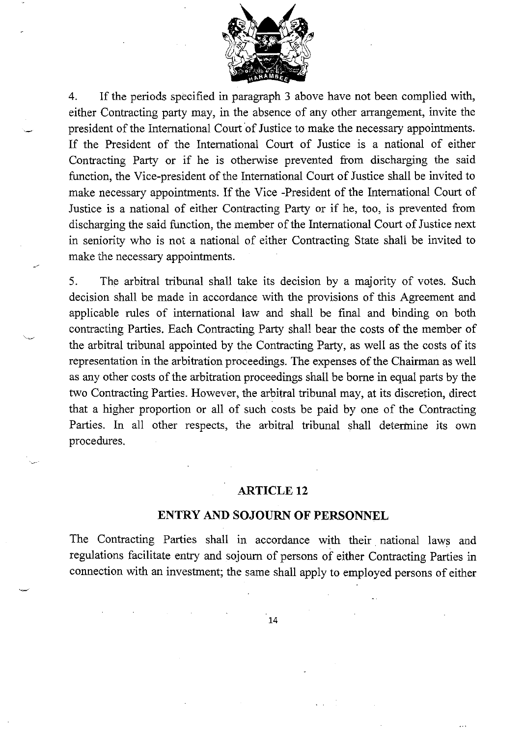4. If the periods specified in paragraph 3 above have not been complied with, either Contracting party may, in the absence of any other arrangement, invite the president of the International Court of Justice to make the necessary appointments. If the President of the International Court of Justice is a national of either Contracting Party or if he is otherwise prevented from discharging the said function, the Vice-president of the International Court of Justice shall be invited to make necessary appointments. If the Vice -President of the International Court of Justice is a national of either Contracting Party or if he, too, is prevented from discharging the said function, the member of the International Court of Justice next in seniority who is not a national of either Contracting State shall be invited to make the necessary appointments.

5. The arbitral tribunal shall take its decision by a majority of votes. Such decision shall be made in accordance with the provisions of this Agreement and applicable rules of international law and shall be final and binding on both contracting Parties. Each Contracting Party shall bear the costs of the member of the arbitral tribunal appointed by the Contracting Party, as well as the costs of its representation in the arbitration proceedings. The expenses of the Chairman as well as any other costs of the arbitration proceedings shall be borne in equal parts by the two Contracting Parties. However, the arbitral tribunal may, at its discretion, direct that a higher proportion or all of such costs be paid by one of the Contracting Parties. In all other respects, the arbitral tribunal shall determine its own procedures.

## ARTICLE 12

## ENTRY AND SOJOURN OF PERSONNEL

The Contracting Parties shall in accordance with their national laws and regulations facilitate entry and sojourn of persons of either Contracting Parties in connection with an investment; the same shall apply to employed persons of either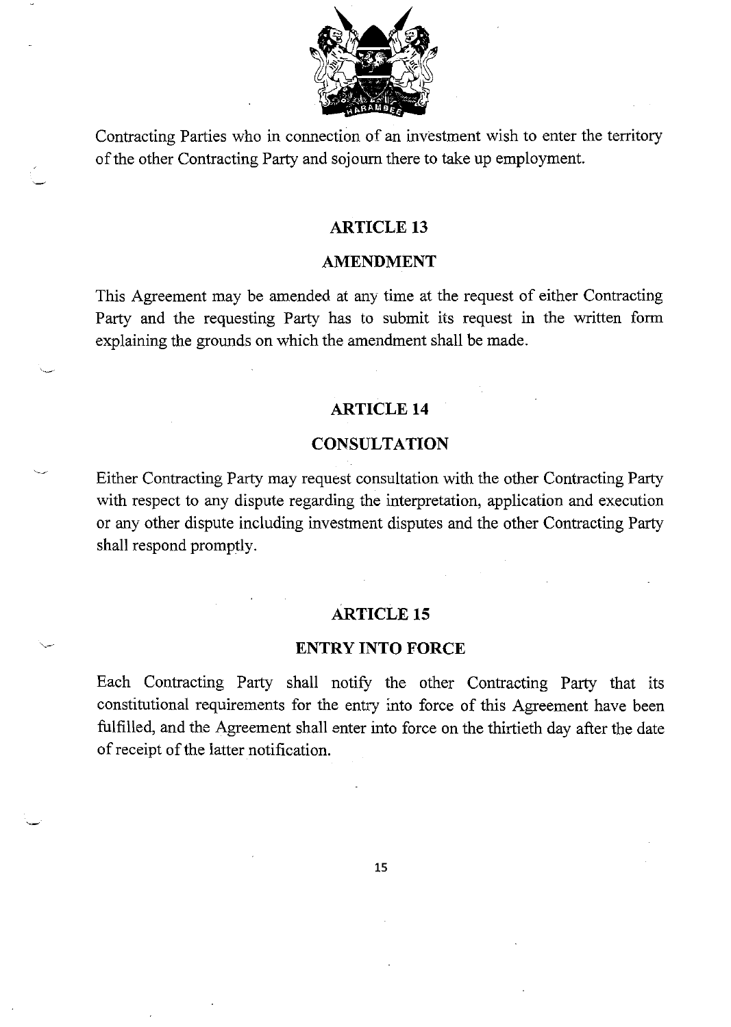Contracting Parties who in connection of an investment wish to enter the territory of the other Contracting Party and sojourn there to take up employment.

## ARTICLE 13

## AMENDMENT

This Agreement may be amended at any time at the request of either Contracting Party and the requesting Party has to submit its request in the written form explaining the grounds on which the amendment shall be made.

## ARTICLE 14

## CONSULTATION

Either Contracting Party may request consultation with the other Contracting Party with respect to any dispute regarding the interpretation, application and execution or any other dispute including investment disputes and the other Contracting Party shall respond promptly.

## ARTICLE 15

## ENTRY INTO FORCE

Each Contracting Party shall notify the other Contracting Party that its constitutional requirements for the entry into force of this Agreement have been fulfilled, and the Agreement shall enter into force on the thirtieth day after the date of receipt of the latter notification.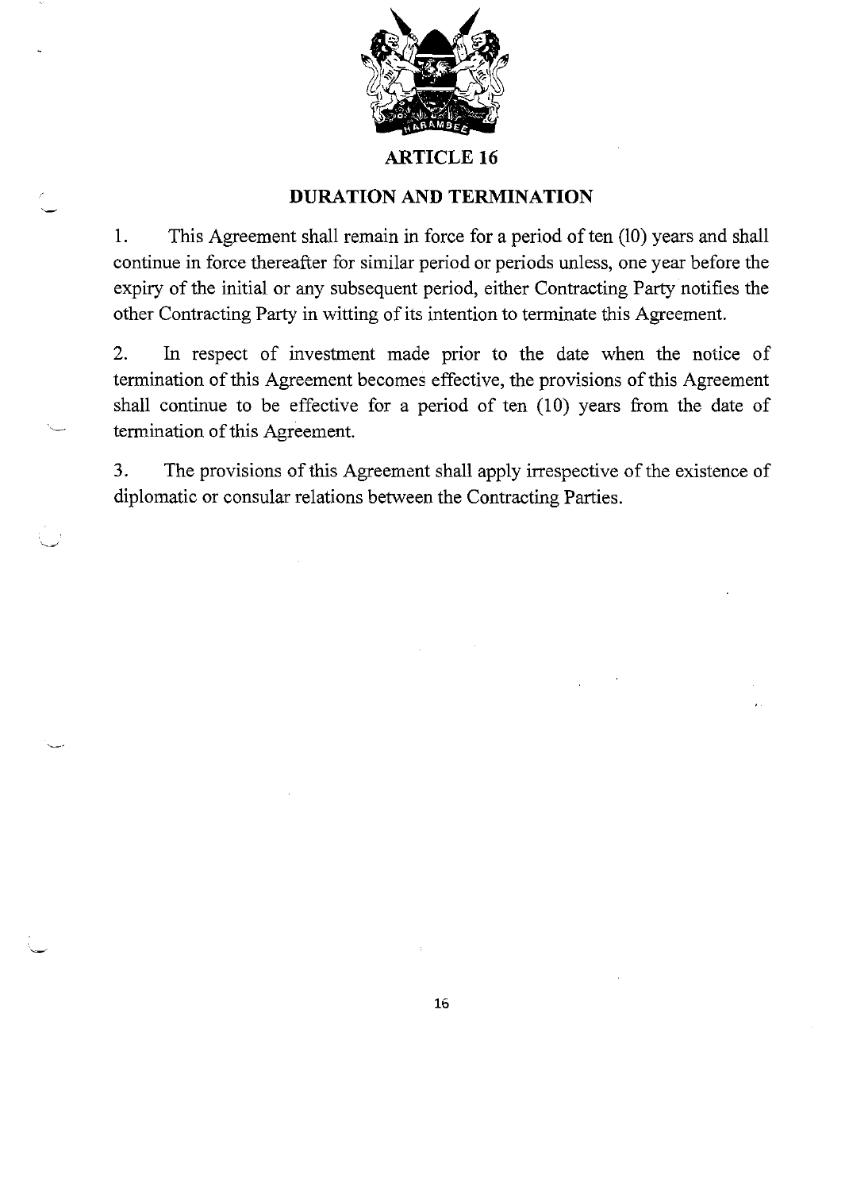## ARTICLE 16

## DURATION AND TERMINATION

1. This Agreement shall remain in force for a period of ten (10) years and shall continue in force thereafter for similar period or periods unless, one year before the expiry of the initial or any subsequent period, either Contracting Party notifies the other Contracting Party in witting of its intention to terminate this Agreement.

2. In respect of investment made prior to the date when the notice of termination of this Agreement becomes effective, the provisions of this Agreement shall continue to be effective for a period of ten (10) years from the date of termination of this Agreement.

3. The provisions of this Agreement shall apply irrespective of the existence of diplomatic or consular relations between the Contracting Parties.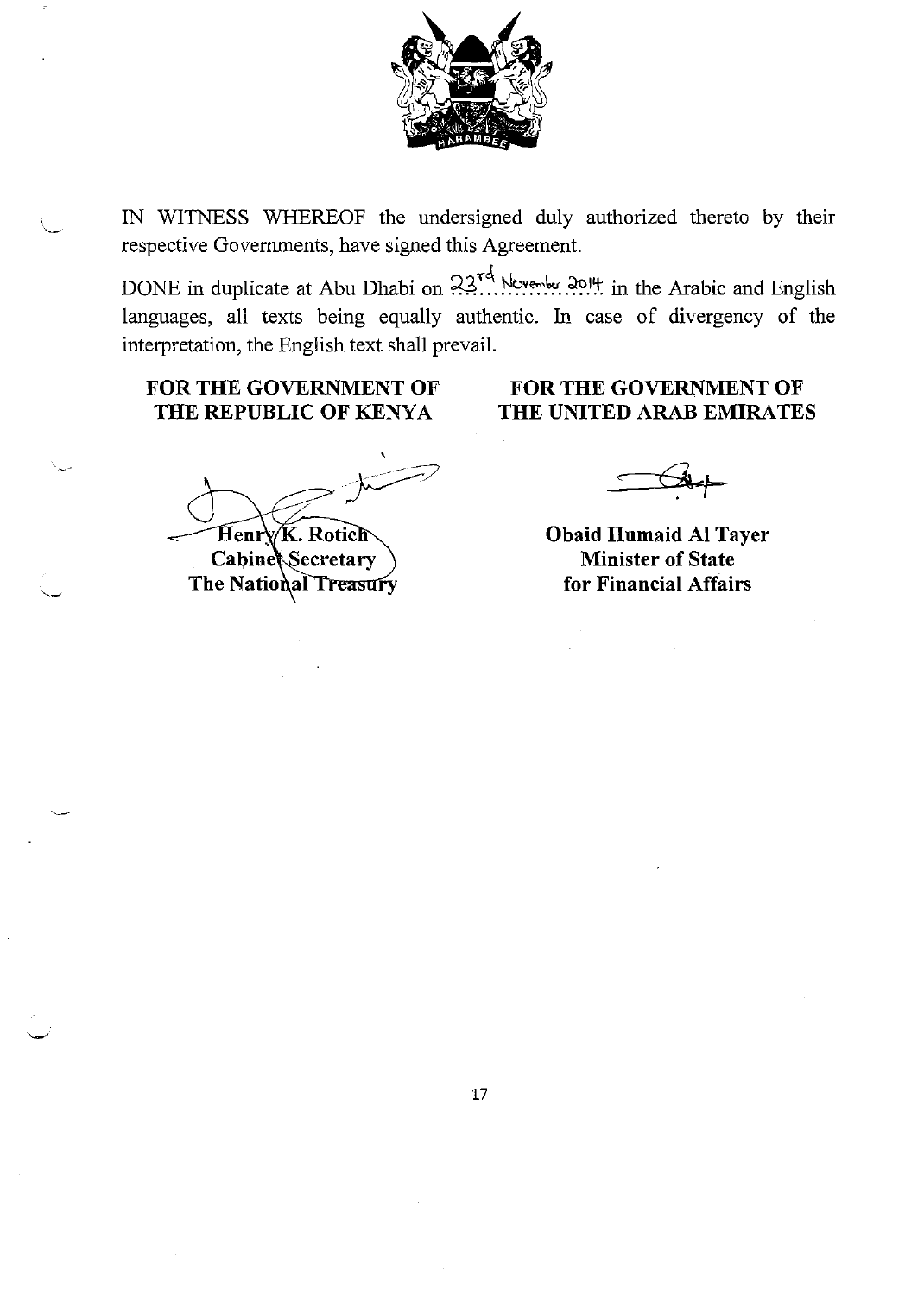IN WITNESS WHEREOF the undersigned duly authorized thereto by their respective Governments, have signed this Agreement.

DONE in duplicate at Abu Dhabi on 23rd November 2014 in the Arabic and English languages, all texts being equally authentic. In case of divergency of the interpretation, the English text shall prevail.

| | |
|---|---|
| **FOR THE GOVERNMENT OF THE REPUBLIC OF KENYA** | **FOR THE GOVERNMENT OF THE UNITED ARAB EMIRATES** |
| **Henry K. Rotich**<br>**Cabinet Secretary**<br>**The National Treasury** | **Obaid Humaid Al Tayer**<br>**Minister of State**<br>**for Financial Affairs** |